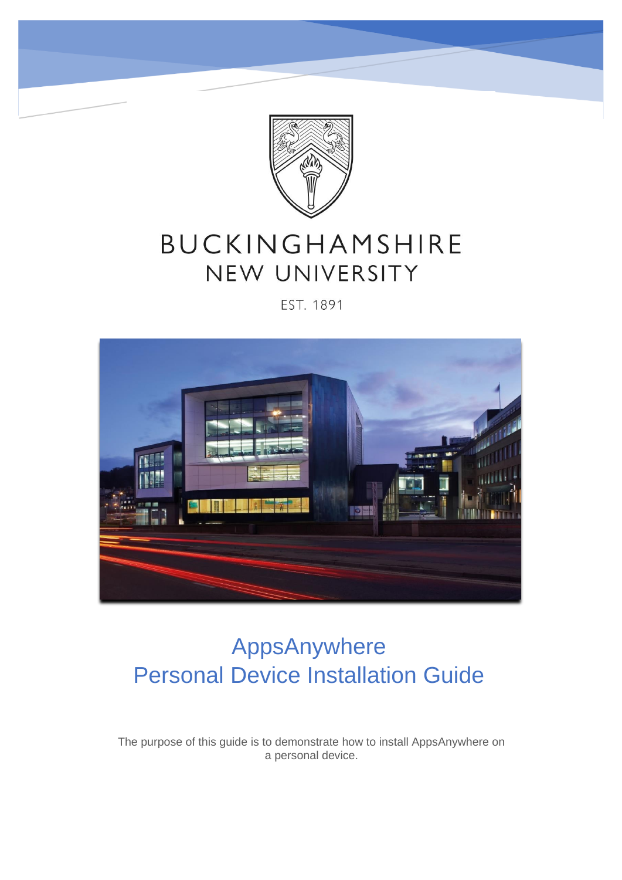BUCKINGHAMSHIRE
NEW UNIVERSITY

EST. 1891

# AppsAnywhere
# Personal Device Installation Guide

The purpose of this guide is to demonstrate how to install AppsAnywhere on a personal device.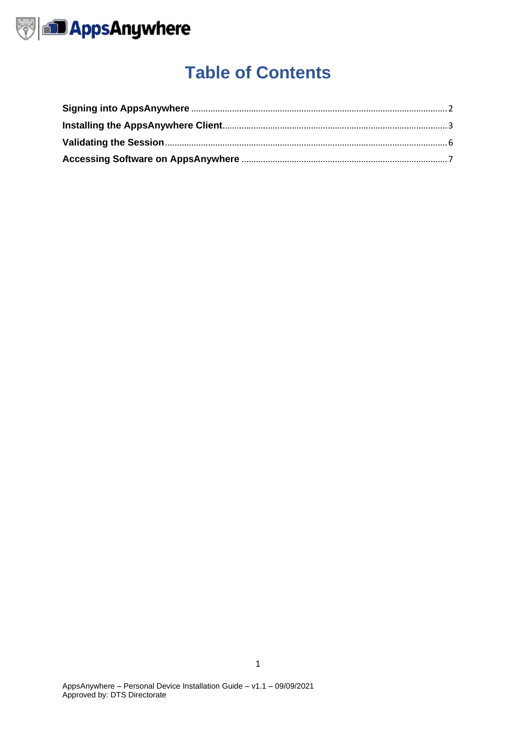# Table of Contents

**Signing into AppsAnywhere** .......... 2
**Installing the AppsAnywhere Client** .......... 3
**Validating the Session** .......... 6
**Accessing Software on AppsAnywhere** .......... 7

AppsAnywhere – Personal Device Installation Guide – v1.1 – 09/09/2021
Approved by: DTS Directorate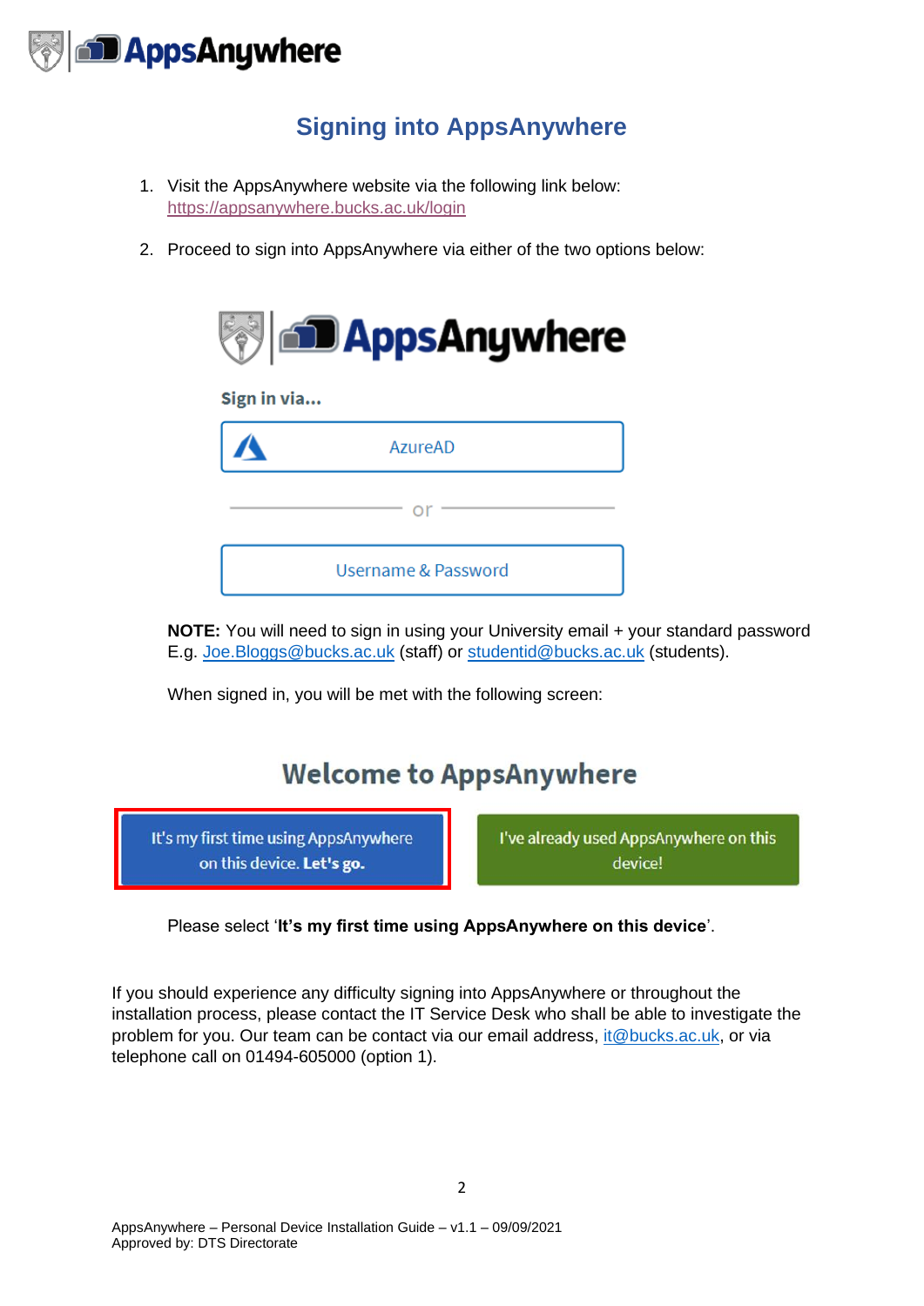# Signing into AppsAnywhere

1. Visit the AppsAnywhere website via the following link below: https://appsanywhere.bucks.ac.uk/login

2. Proceed to sign into AppsAnywhere via either of the two options below:

   **NOTE:** You will need to sign in using your University email + your standard password E.g. Joe.Bloggs@bucks.ac.uk (staff) or studentid@bucks.ac.uk (students).

   When signed in, you will be met with the following screen:

   Please select '**It's my first time using AppsAnywhere on this device**'.

If you should experience any difficulty signing into AppsAnywhere or throughout the installation process, please contact the IT Service Desk who shall be able to investigate the problem for you. Our team can be contact via our email address, it@bucks.ac.uk, or via telephone call on 01494-605000 (option 1).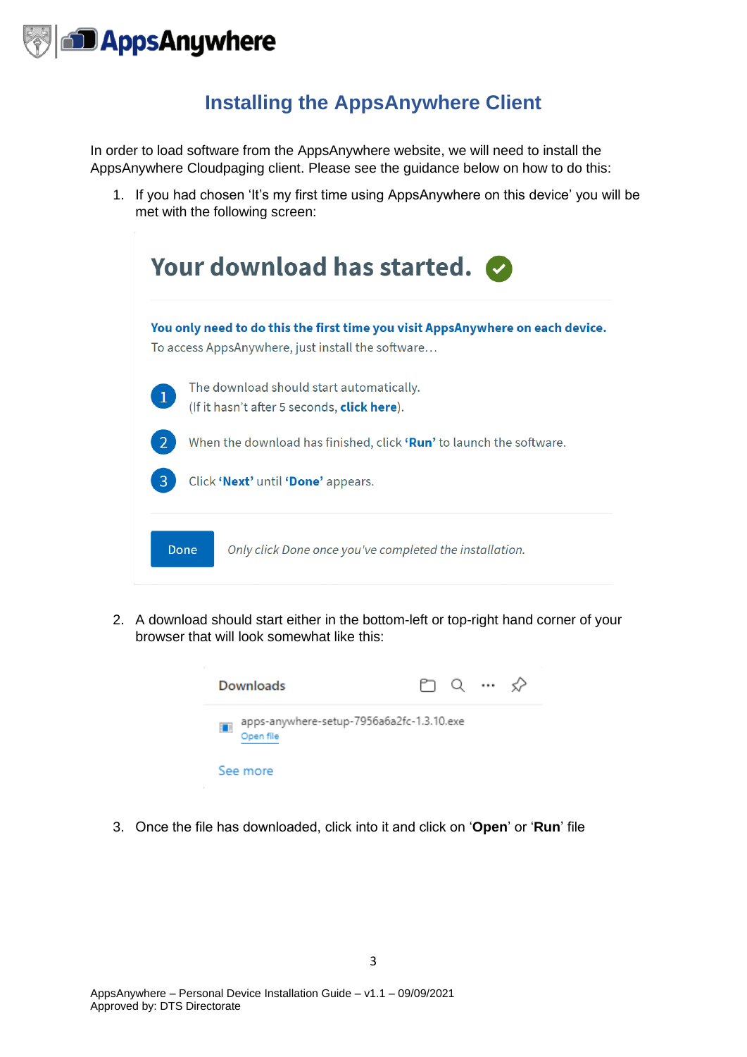# Installing the AppsAnywhere Client

In order to load software from the AppsAnywhere website, we will need to install the AppsAnywhere Cloudpaging client. Please see the guidance below on how to do this:

1. If you had chosen 'It's my first time using AppsAnywhere on this device' you will be met with the following screen:

   **Your download has started.**

   **You only need to do this the first time you visit AppsAnywhere on each device.**
   To access AppsAnywhere, just install the software…

   1. The download should start automatically. (If it hasn't after 5 seconds, **click here**).
   2. When the download has finished, click **'Run'** to launch the software.
   3. Click **'Next'** until **'Done'** appears.

   Done — *Only click Done once you've completed the installation.*

2. A download should start either in the bottom-left or top-right hand corner of your browser that will look somewhat like this:

   Downloads
   apps-anywhere-setup-7956a6a2fc-1.3.10.exe
   Open file
   See more

3. Once the file has downloaded, click into it and click on '**Open**' or '**Run**' file

AppsAnywhere – Personal Device Installation Guide – v1.1 – 09/09/2021
Approved by: DTS Directorate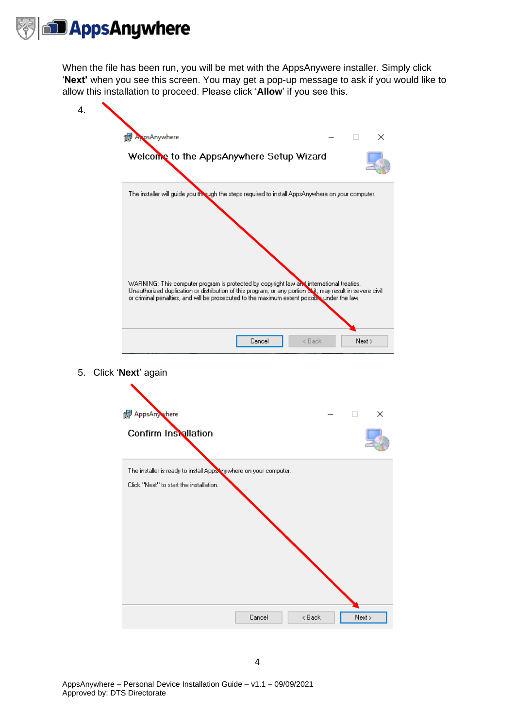When the file has been run, you will be met with the AppsAnywere installer. Simply click '**Next'** when you see this screen. You may get a pop-up message to ask if you would like to allow this installation to proceed. Please click '**Allow**' if you see this.

4.

5. Click '**Next**' again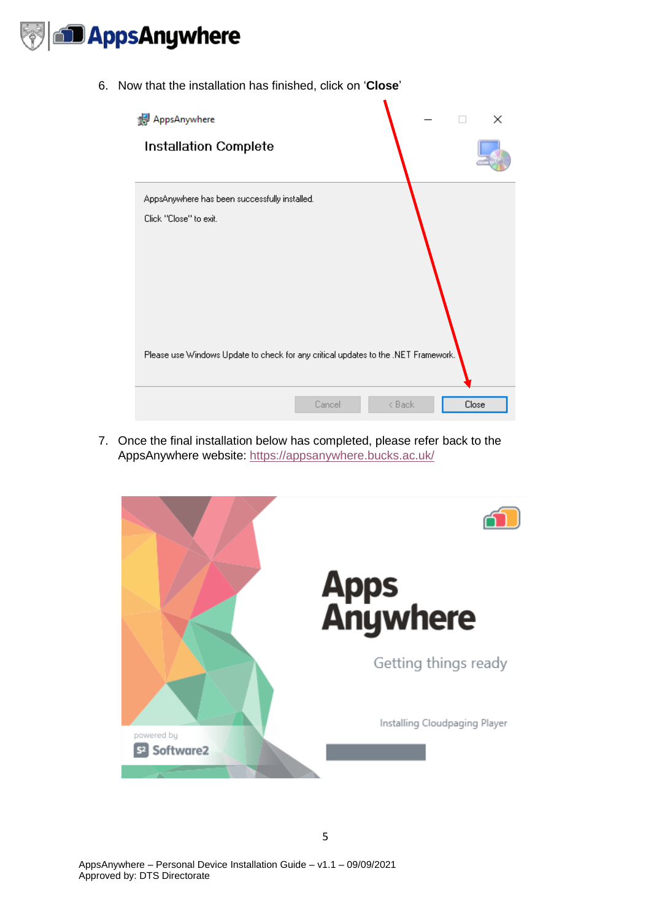6. Now that the installation has finished, click on '**Close**'

7. Once the final installation below has completed, please refer back to the AppsAnywhere website: https://appsanywhere.bucks.ac.uk/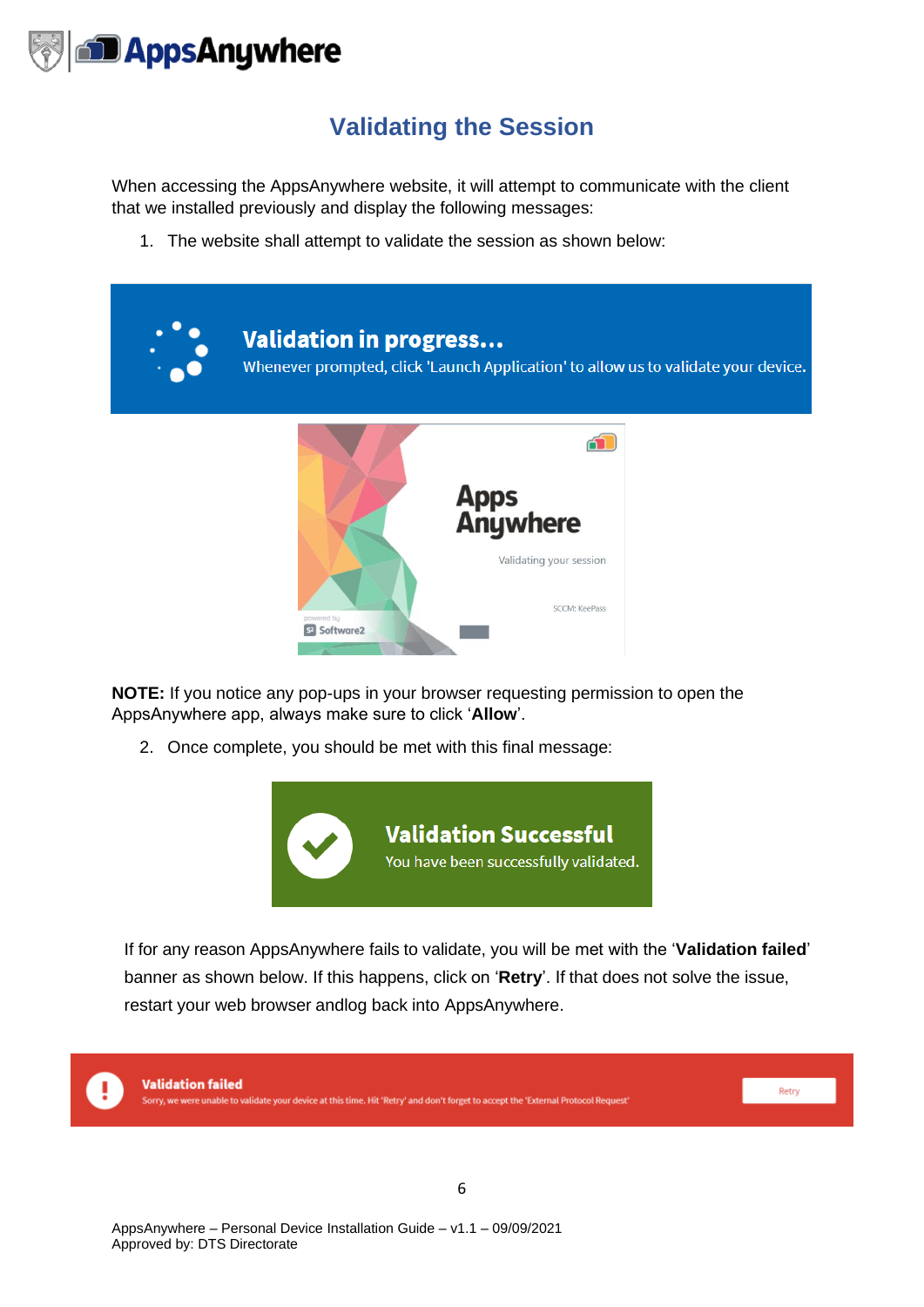# Validating the Session

When accessing the AppsAnywhere website, it will attempt to communicate with the client that we installed previously and display the following messages:

1. The website shall attempt to validate the session as shown below:

**NOTE:** If you notice any pop-ups in your browser requesting permission to open the AppsAnywhere app, always make sure to click '**Allow**'.

2. Once complete, you should be met with this final message:

If for any reason AppsAnywhere fails to validate, you will be met with the '**Validation failed**' banner as shown below. If this happens, click on '**Retry**'. If that does not solve the issue, restart your web browser andlog back into AppsAnywhere.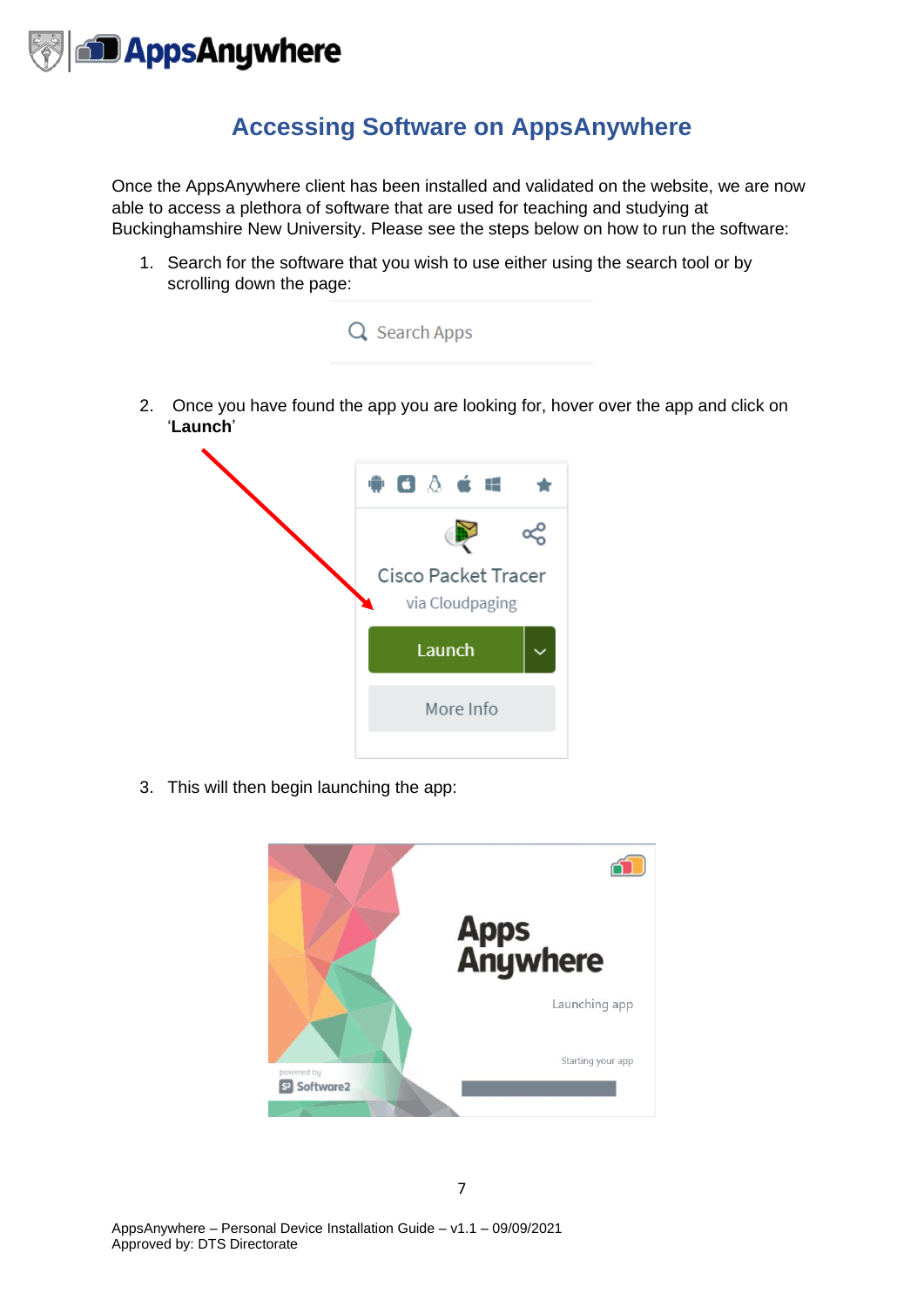# Accessing Software on AppsAnywhere

Once the AppsAnywhere client has been installed and validated on the website, we are now able to access a plethora of software that are used for teaching and studying at Buckinghamshire New University. Please see the steps below on how to run the software:

1. Search for the software that you wish to use either using the search tool or by scrolling down the page:

2. Once you have found the app you are looking for, hover over the app and click on '**Launch**'

3. This will then begin launching the app: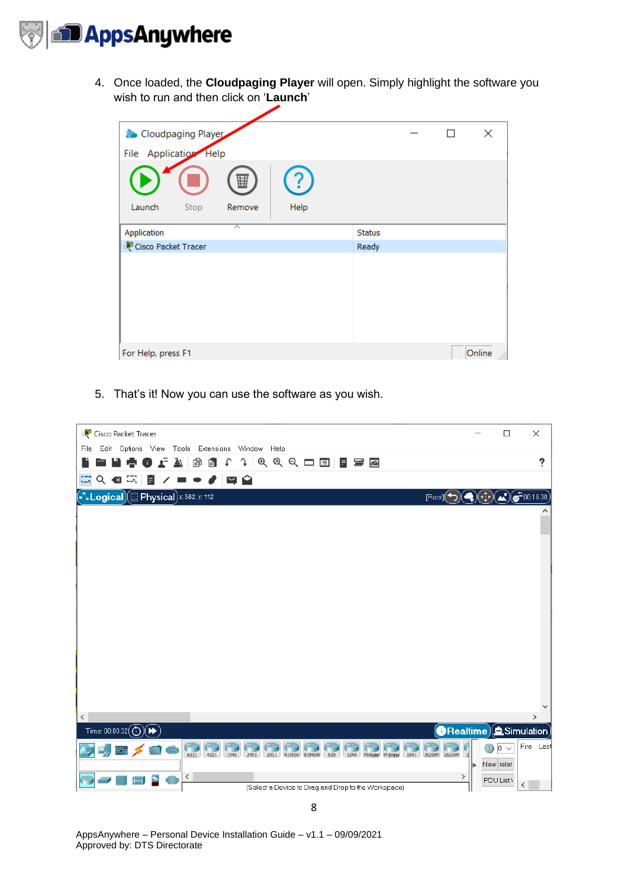4. Once loaded, the **Cloudpaging Player** will open. Simply highlight the software you wish to run and then click on '**Launch**'

5. That's it! Now you can use the software as you wish.